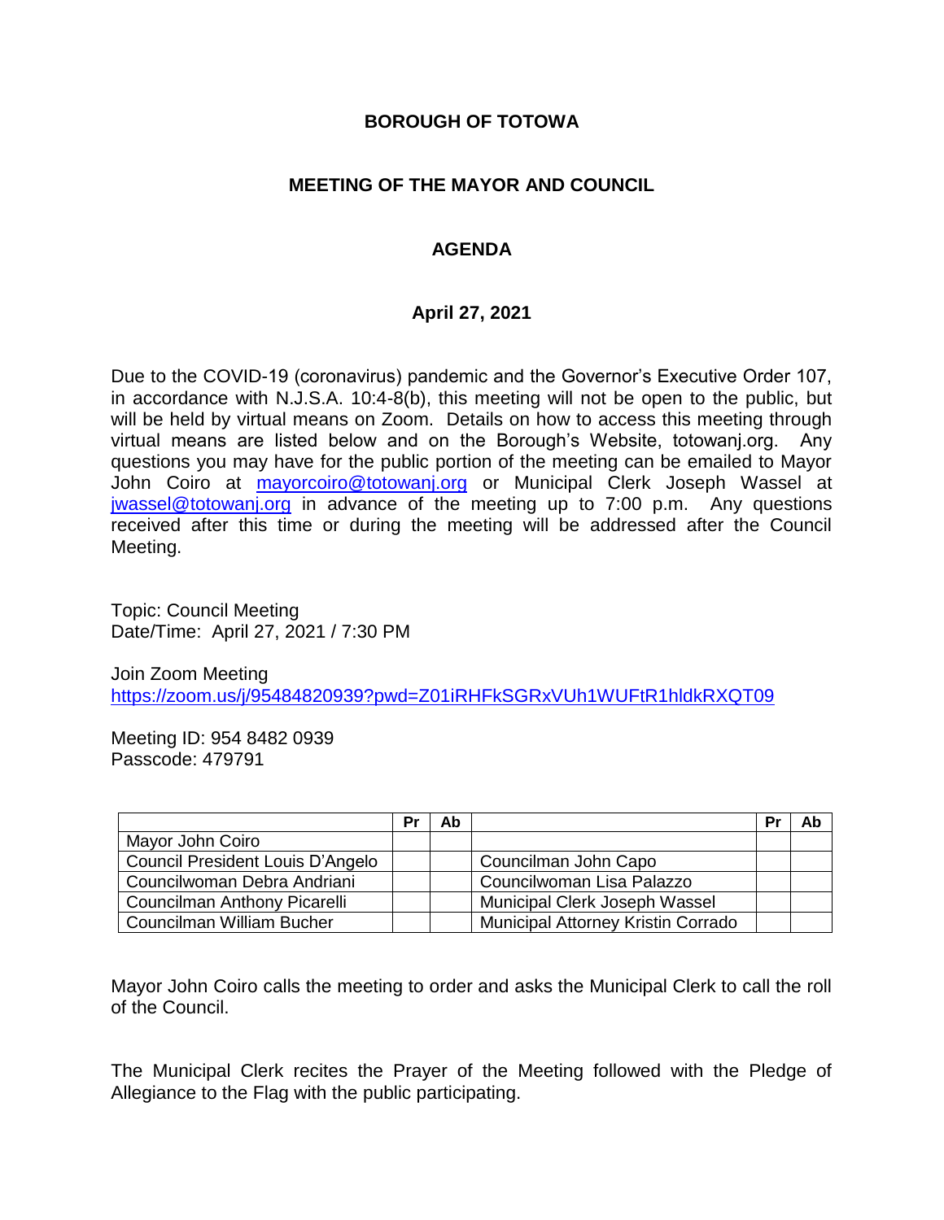# BOROUGH OF TOTOWA

## MEETING OF THE MAYOR AND COUNCIL

## AGENDA

### April 27, 2021

Due to the COVID-19 (coronavirus) pandemic and the Governor's Executive Order 107, in accordance with N.J.S.A. 10:4-8(b), this meeting will not be open to the public, but will be held by virtual means on Zoom. Details on how to access this meeting through virtual means are listed below and on the Borough's Website, totowanj.org. Any questions you may have for the public portion of the meeting can be emailed to Mayor John Coiro at mayorcoiro@totowanj.org or Municipal Clerk Joseph Wassel at jwassel@totowanj.org in advance of the meeting up to 7:00 p.m. Any questions received after this time or during the meeting will be addressed after the Council Meeting.

Topic: Council Meeting
Date/Time: April 27, 2021 / 7:30 PM

Join Zoom Meeting
https://zoom.us/j/95484820939?pwd=Z01iRHFkSGRxVUh1WUFtR1hldkRXQT09

Meeting ID: 954 8482 0939
Passcode: 479791

| | Pr | Ab | | Pr | Ab |
|---|---|---|---|---|---|
| Mayor John Coiro | | | | | |
| Council President Louis D'Angelo | | | Councilman John Capo | | |
| Councilwoman Debra Andriani | | | Councilwoman Lisa Palazzo | | |
| Councilman Anthony Picarelli | | | Municipal Clerk Joseph Wassel | | |
| Councilman William Bucher | | | Municipal Attorney Kristin Corrado | | |

Mayor John Coiro calls the meeting to order and asks the Municipal Clerk to call the roll of the Council.

The Municipal Clerk recites the Prayer of the Meeting followed with the Pledge of Allegiance to the Flag with the public participating.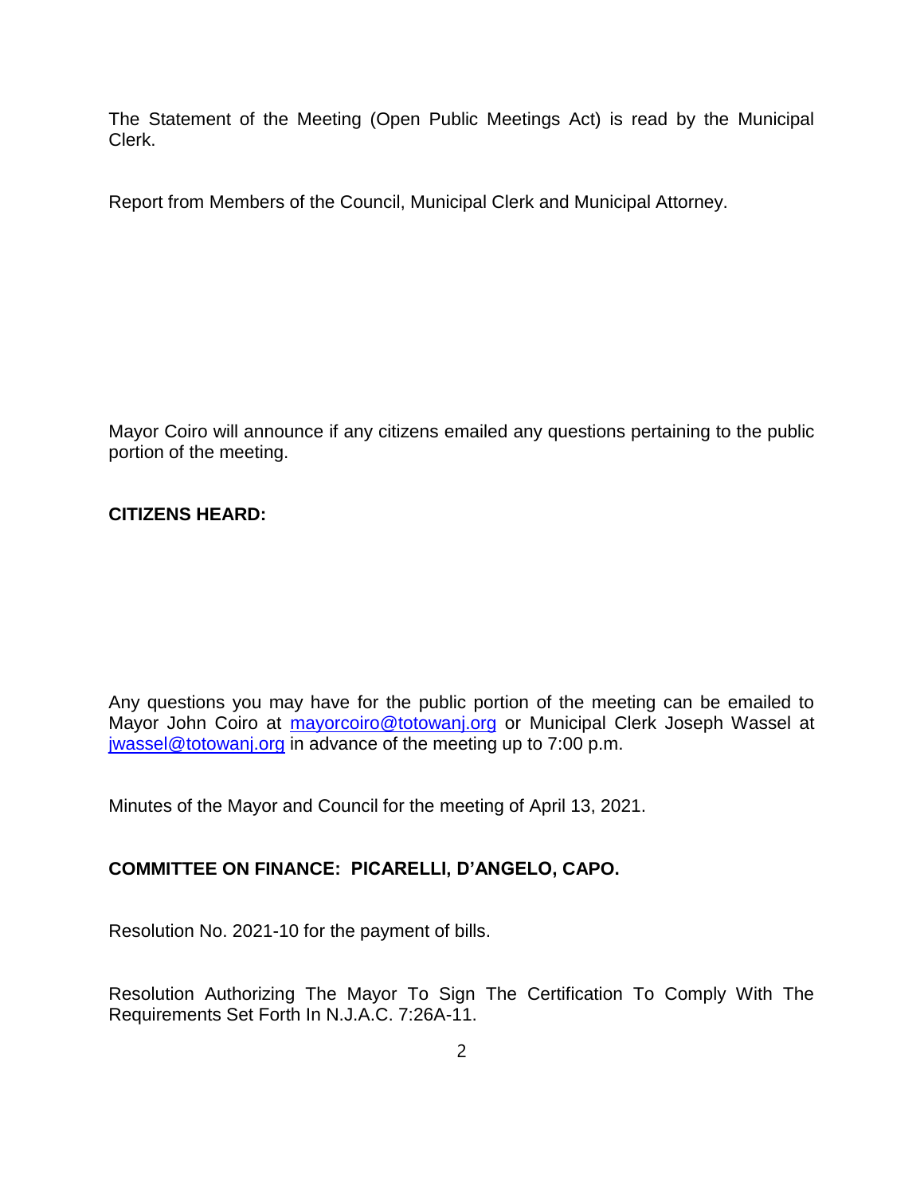The Statement of the Meeting (Open Public Meetings Act) is read by the Municipal Clerk.

Report from Members of the Council, Municipal Clerk and Municipal Attorney.

Mayor Coiro will announce if any citizens emailed any questions pertaining to the public portion of the meeting.

**CITIZENS HEARD:**

Any questions you may have for the public portion of the meeting can be emailed to Mayor John Coiro at mayorcoiro@totowanj.org or Municipal Clerk Joseph Wassel at jwassel@totowanj.org in advance of the meeting up to 7:00 p.m.

Minutes of the Mayor and Council for the meeting of April 13, 2021.

**COMMITTEE ON FINANCE: PICARELLI, D'ANGELO, CAPO.**

Resolution No. 2021-10 for the payment of bills.

Resolution Authorizing The Mayor To Sign The Certification To Comply With The Requirements Set Forth In N.J.A.C. 7:26A-11.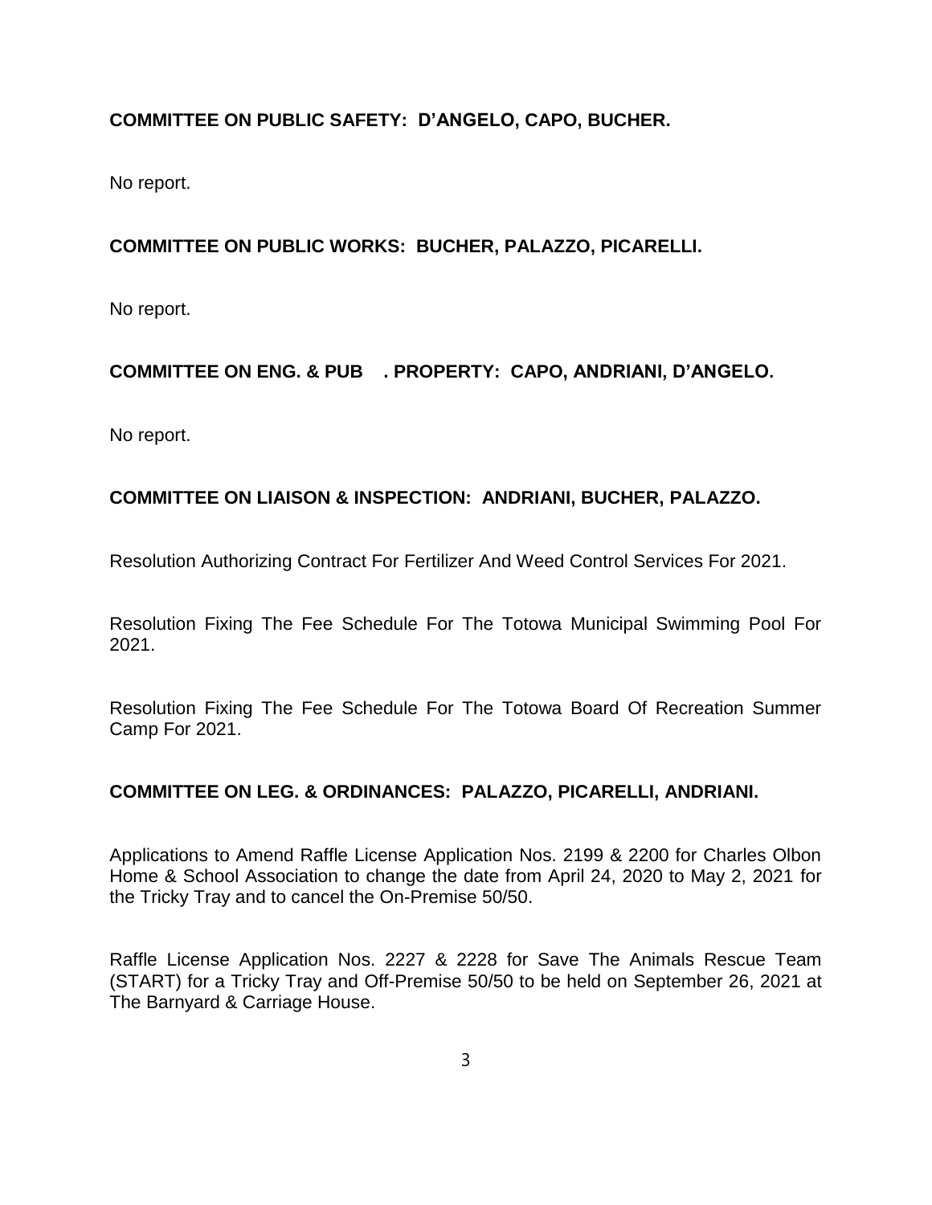**COMMITTEE ON PUBLIC SAFETY: D'ANGELO, CAPO, BUCHER.**

No report.

**COMMITTEE ON PUBLIC WORKS: BUCHER, PALAZZO, PICARELLI.**

No report.

**COMMITTEE ON ENG. & PUB . PROPERTY: CAPO, ANDRIANI, D'ANGELO.**

No report.

**COMMITTEE ON LIAISON & INSPECTION: ANDRIANI, BUCHER, PALAZZO.**

Resolution Authorizing Contract For Fertilizer And Weed Control Services For 2021.

Resolution Fixing The Fee Schedule For The Totowa Municipal Swimming Pool For 2021.

Resolution Fixing The Fee Schedule For The Totowa Board Of Recreation Summer Camp For 2021.

**COMMITTEE ON LEG. & ORDINANCES: PALAZZO, PICARELLI, ANDRIANI.**

Applications to Amend Raffle License Application Nos. 2199 & 2200 for Charles Olbon Home & School Association to change the date from April 24, 2020 to May 2, 2021 for the Tricky Tray and to cancel the On-Premise 50/50.

Raffle License Application Nos. 2227 & 2228 for Save The Animals Rescue Team (START) for a Tricky Tray and Off-Premise 50/50 to be held on September 26, 2021 at The Barnyard & Carriage House.